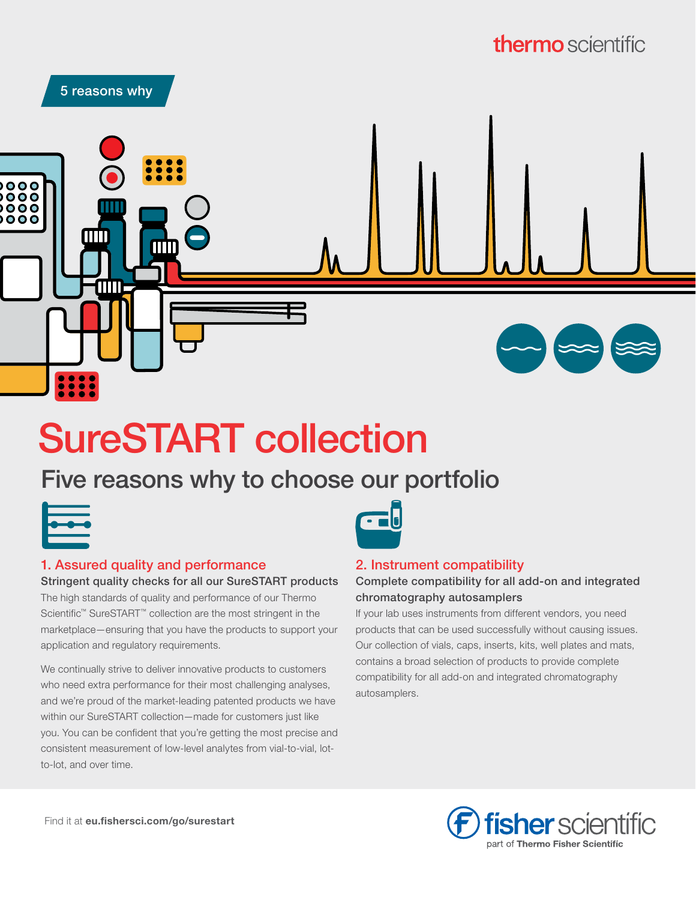thermo scientific

5 reasons why

# SureSTART collection

## Five reasons why to choose our portfolio

### 1. Assured quality and performance

**Stringent quality checks for all our SureSTART products**

The high standards of quality and performance of our Thermo Scientific™ SureSTART™ collection are the most stringent in the marketplace—ensuring that you have the products to support your application and regulatory requirements.

We continually strive to deliver innovative products to customers who need extra performance for their most challenging analyses, and we're proud of the market-leading patented products we have within our SureSTART collection—made for customers just like you. You can be confident that you're getting the most precise and consistent measurement of low-level analytes from vial-to-vial, lot-to-lot, and over time.

### 2. Instrument compatibility

**Complete compatibility for all add-on and integrated chromatography autosamplers**

If your lab uses instruments from different vendors, you need products that can be used successfully without causing issues. Our collection of vials, caps, inserts, kits, well plates and mats, contains a broad selection of products to provide complete compatibility for all add-on and integrated chromatography autosamplers.

Find it at **eu.fishersci.com/go/surestart**

fisher scientific
part of **Thermo Fisher Scientific**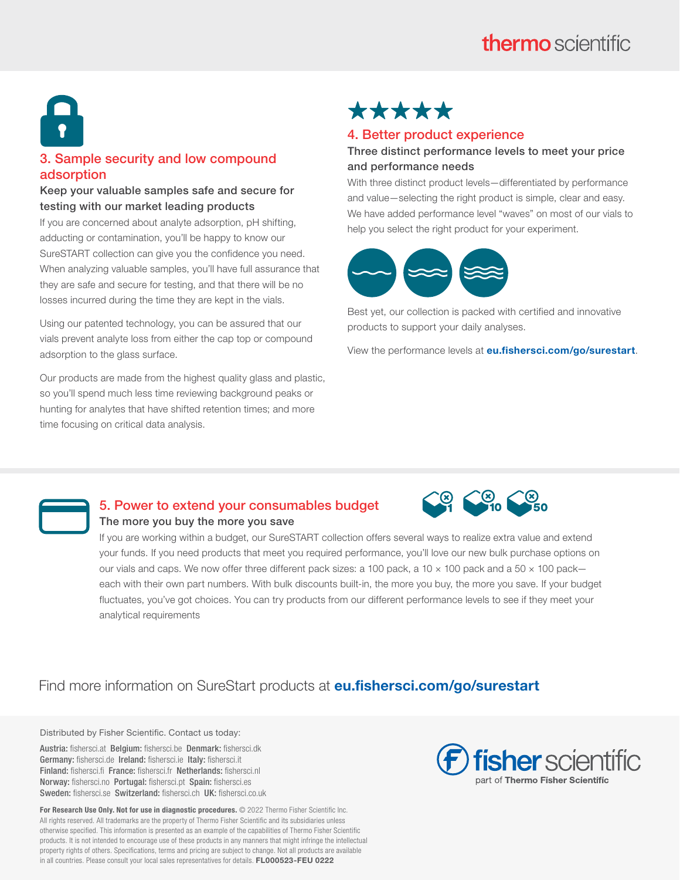## 3. Sample security and low compound adsorption

### Keep your valuable samples safe and secure for testing with our market leading products

If you are concerned about analyte adsorption, pH shifting, adducting or contamination, you'll be happy to know our SureSTART collection can give you the confidence you need. When analyzing valuable samples, you'll have full assurance that they are safe and secure for testing, and that there will be no losses incurred during the time they are kept in the vials.

Using our patented technology, you can be assured that our vials prevent analyte loss from either the cap top or compound adsorption to the glass surface.

Our products are made from the highest quality glass and plastic, so you'll spend much less time reviewing background peaks or hunting for analytes that have shifted retention times; and more time focusing on critical data analysis.

## 4. Better product experience

### Three distinct performance levels to meet your price and performance needs

With three distinct product levels—differentiated by performance and value—selecting the right product is simple, clear and easy. We have added performance level "waves" on most of our vials to help you select the right product for your experiment.

Best yet, our collection is packed with certified and innovative products to support your daily analyses.

View the performance levels at **eu.fishersci.com/go/surestart**.

## 5. Power to extend your consumables budget

1 10 50

### The more you buy the more you save

If you are working within a budget, our SureSTART collection offers several ways to realize extra value and extend your funds. If you need products that meet you required performance, you'll love our new bulk purchase options on our vials and caps. We now offer three different pack sizes: a 100 pack, a 10 × 100 pack and a 50 × 100 pack—each with their own part numbers. With bulk discounts built-in, the more you buy, the more you save. If your budget fluctuates, you've got choices. You can try products from our different performance levels to see if they meet your analytical requirements

Find more information on SureStart products at **eu.fishersci.com/go/surestart**

Distributed by Fisher Scientific. Contact us today:

**Austria:** fishersci.at **Belgium:** fishersci.be **Denmark:** fishersci.dk
**Germany:** fishersci.de **Ireland:** fishersci.ie **Italy:** fishersci.it
**Finland:** fishersci.fi **France:** fishersci.fr **Netherlands:** fishersci.nl
**Norway:** fishersci.no **Portugal:** fishersci.pt **Spain:** fishersci.es
**Sweden:** fishersci.se **Switzerland:** fishersci.ch **UK:** fishersci.co.uk

fisher scientific
part of **Thermo Fisher Scientific**

**For Research Use Only. Not for use in diagnostic procedures.** © 2022 Thermo Fisher Scientific Inc. All rights reserved. All trademarks are the property of Thermo Fisher Scientific and its subsidiaries unless otherwise specified. This information is presented as an example of the capabilities of Thermo Fisher Scientific products. It is not intended to encourage use of these products in any manners that might infringe the intellectual property rights of others. Specifications, terms and pricing are subject to change. Not all products are available in all countries. Please consult your local sales representatives for details. **FL000523-FEU 0222**